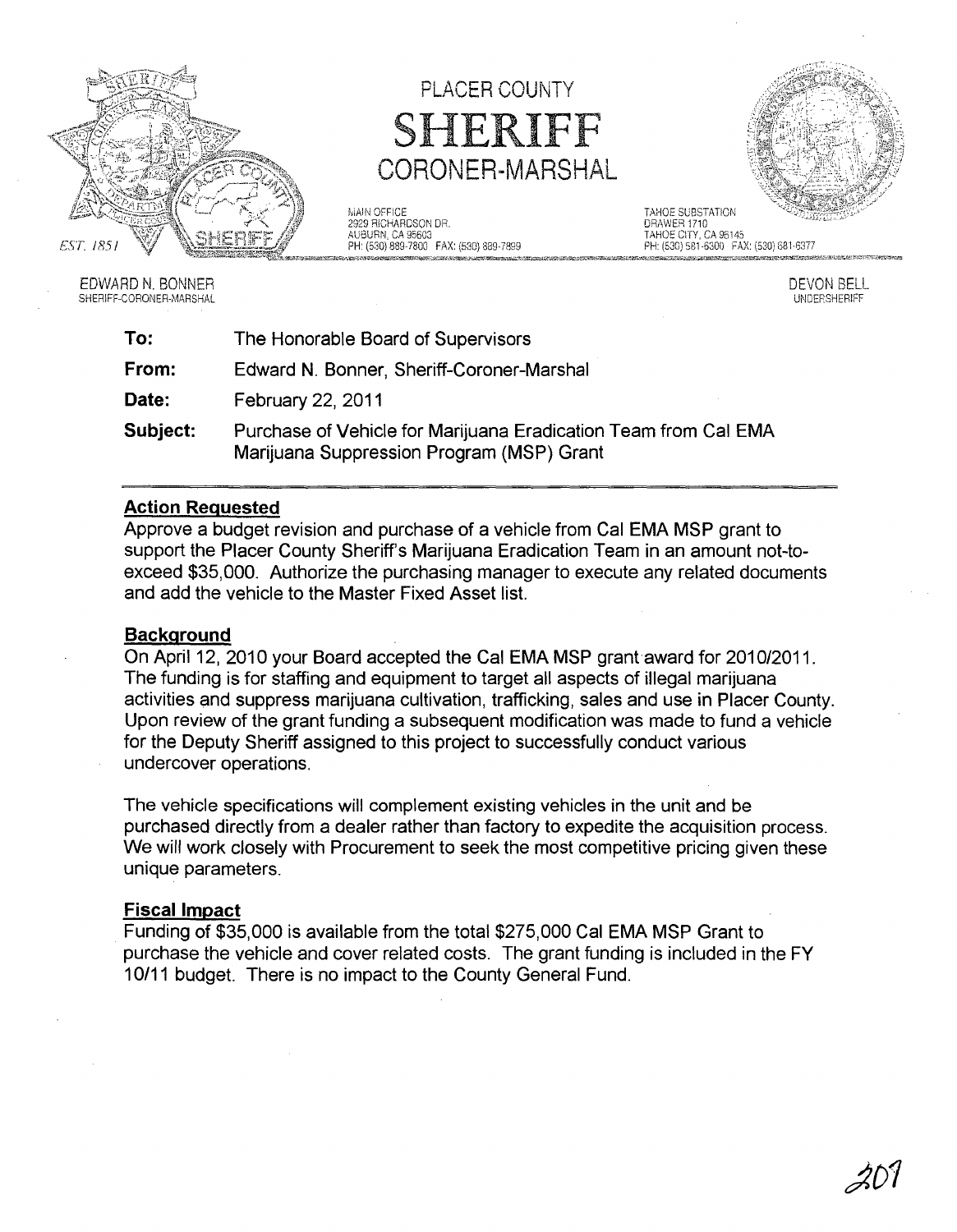# PLACER COUNTY

# SHERIFF

## CORONER-MARSHAL

EST. 1851

MAIN OFFICE
2929 RICHARDSON DR.
AUBURN, CA 95603
PH: (530) 889-7800 FAX: (530) 889-7899

TAHOE SUBSTATION
DRAWER 1710
TAHOE CITY, CA 96145
PH: (530) 581-6300 FAX: (530) 581-6377

EDWARD N. BONNER
SHERIFF-CORONER-MARSHAL

DEVON BELL
UNDERSHERIFF

**To:** The Honorable Board of Supervisors

**From:** Edward N. Bonner, Sheriff-Coroner-Marshal

**Date:** February 22, 2011

**Subject:** Purchase of Vehicle for Marijuana Eradication Team from Cal EMA Marijuana Suppression Program (MSP) Grant

---

### Action Requested

Approve a budget revision and purchase of a vehicle from Cal EMA MSP grant to support the Placer County Sheriff's Marijuana Eradication Team in an amount not-to-exceed $35,000. Authorize the purchasing manager to execute any related documents and add the vehicle to the Master Fixed Asset list.

### Background

On April 12, 2010 your Board accepted the Cal EMA MSP grant award for 2010/2011. The funding is for staffing and equipment to target all aspects of illegal marijuana activities and suppress marijuana cultivation, trafficking, sales and use in Placer County. Upon review of the grant funding a subsequent modification was made to fund a vehicle for the Deputy Sheriff assigned to this project to successfully conduct various undercover operations.

The vehicle specifications will complement existing vehicles in the unit and be purchased directly from a dealer rather than factory to expedite the acquisition process. We will work closely with Procurement to seek the most competitive pricing given these unique parameters.

### Fiscal Impact

Funding of $35,000 is available from the total $275,000 Cal EMA MSP Grant to purchase the vehicle and cover related costs. The grant funding is included in the FY 10/11 budget. There is no impact to the County General Fund.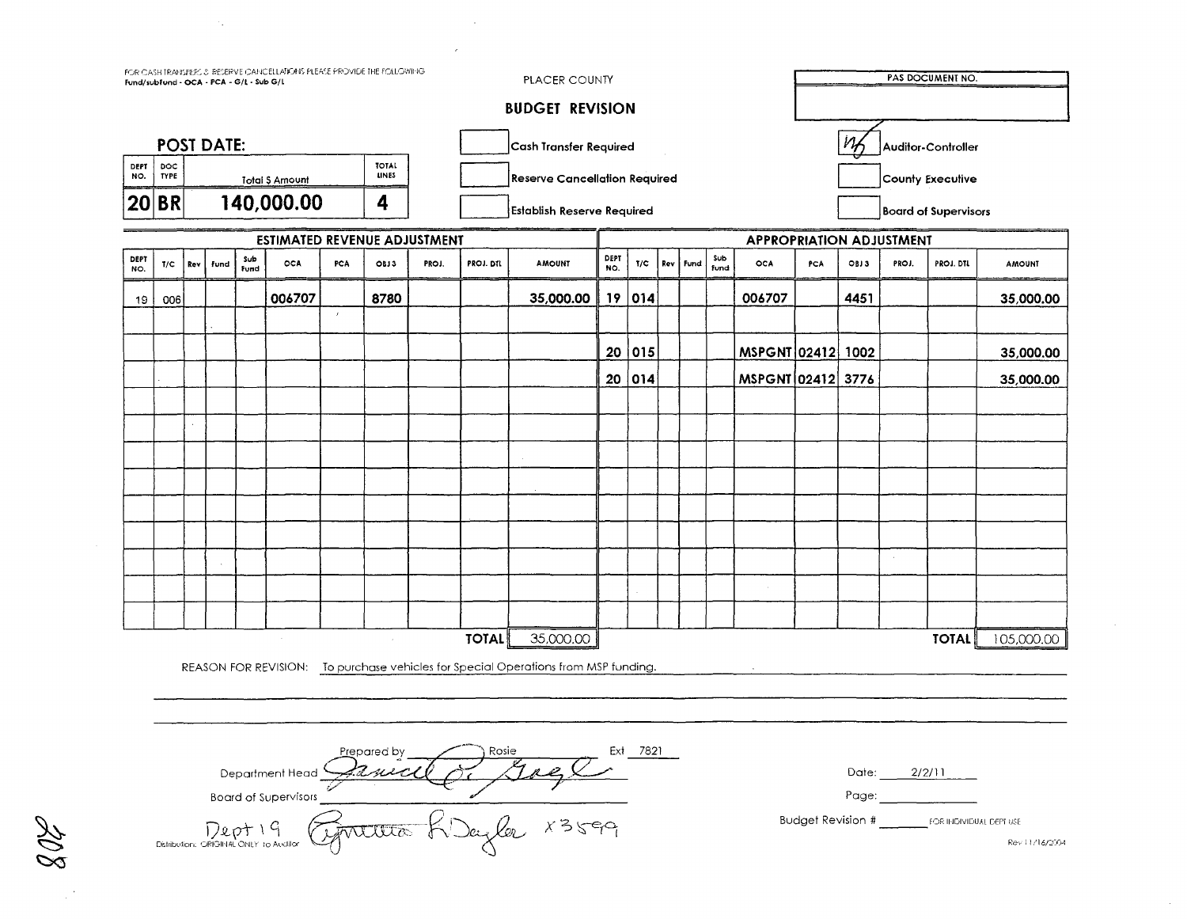FOR CASH TRANSFERS & RESERVE CANCELLATIONS PLEASE PROVIDE THE FOLLOWING
**Fund/subFund - OCA - PCA - G/L - Sub G/L**

PLACER COUNTY

## BUDGET REVISION

| PAS DOCUMENT NO. |
|---|
| |

### POST DATE:

| DEPT NO. | DOC TYPE | Total $ Amount | TOTAL LINES |
|---|---|---|---|
| 20 | BR | 140,000.00 | 4 |

- [ ] Cash Transfer Required
- [ ] Reserve Cancellation Required
- [ ] Establish Reserve Required

- [x] Auditor-Controller (nf)
- [ ] County Executive
- [ ] Board of Supervisors

**ESTIMATED REVENUE ADJUSTMENT**

| DEPT NO. | T/C | Rev | Fund | Sub Fund | OCA | PCA | OBJ 3 | PROJ. | PROJ. DTL | AMOUNT |
|---|---|---|---|---|---|---|---|---|---|---|
| 19 | 006 | | | | 006707 | | 8780 | | | 35,000.00 |
| | | | | | | | | | TOTAL | 35,000.00 |

**APPROPRIATION ADJUSTMENT**

| DEPT NO. | T/C | Rev | Fund | Sub Fund | OCA | PCA | OBJ 3 | PROJ. | PROJ. DTL | AMOUNT |
|---|---|---|---|---|---|---|---|---|---|---|
| 19 | 014 | | | | 006707 | | 4451 | | | 35,000.00 |
| 20 | 015 | | | | MSPGNT | 02412 | 1002 | | | 35,000.00 |
| 20 | 014 | | | | MSPGNT | 02412 | 3776 | | | 35,000.00 |
| | | | | | | | | | TOTAL | 105,000.00 |

REASON FOR REVISION: To purchase vehicles for Special Operations from MSP funding.

Prepared by Rosie Ext 7821

Department Head [signature]

Board of Supervisors

Dept 19 [signature] x3599

Distribution: ORIGINAL ONLY to Auditor

Date: 2/2/11

Page:

Budget Revision # ______ FOR INDIVIDUAL DEPT USE

Rev 11/16/2004